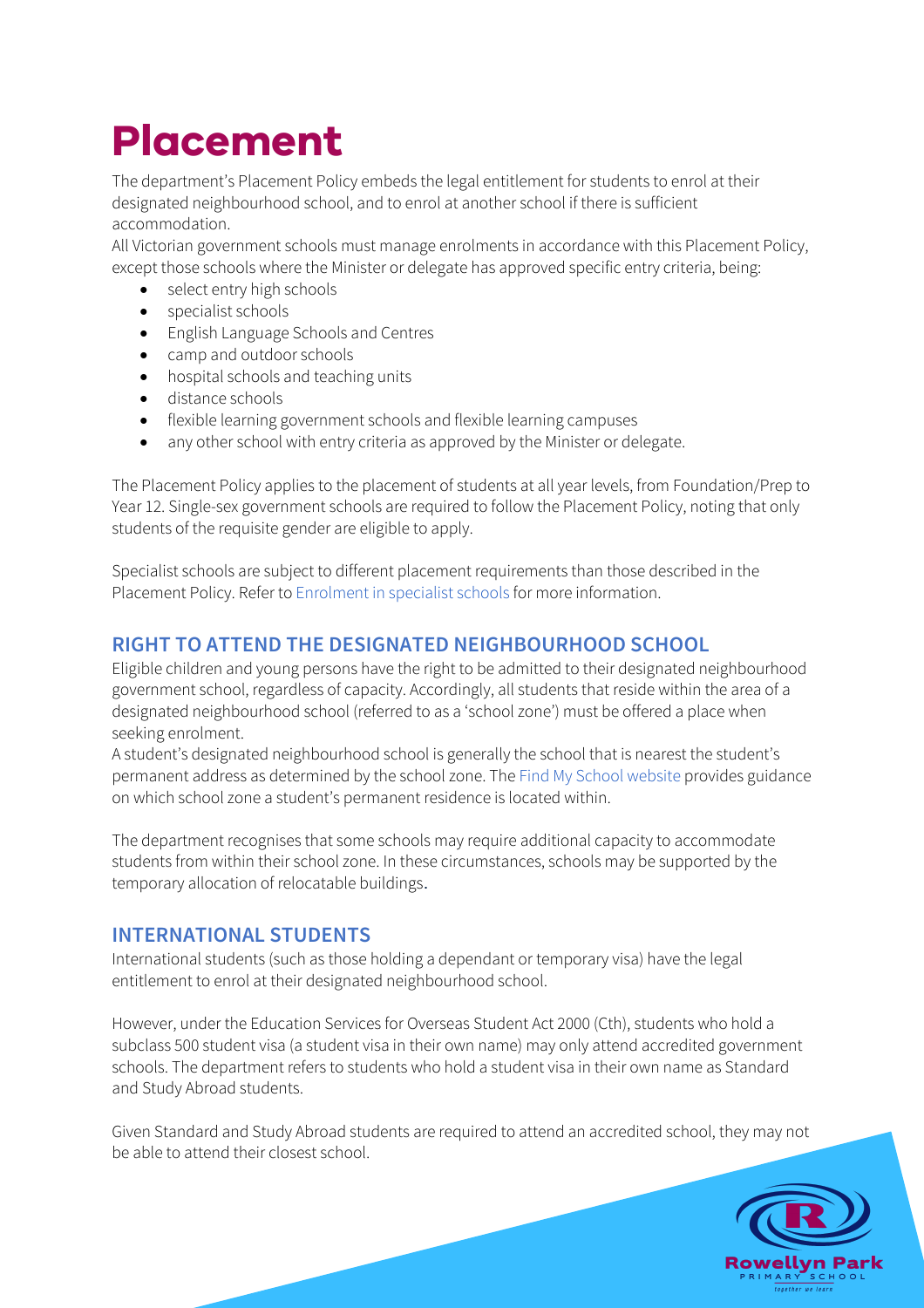# Placement

The department's Placement Policy embeds the legal entitlement for students to enrol at their designated neighbourhood school, and to enrol at another school if there is sufficient accommodation.

All Victorian government schools must manage enrolments in accordance with this Placement Policy, except those schools where the Minister or delegate has approved specific entry criteria, being:

- select entry high schools
- specialist schools
- English Language Schools and Centres
- camp and outdoor schools
- hospital schools and teaching units
- distance schools
- flexible learning government schools and flexible learning campuses
- any other school with entry criteria as approved by the Minister or delegate.

The Placement Policy applies to the placement of students at all year levels, from Foundation/Prep to Year 12. Single-sex government schools are required to follow the Placement Policy, noting that only students of the requisite gender are eligible to apply.

Specialist schools are subject to different placement requirements than those described in the Placement Policy. Refer to Enrolment in specialist schools for more information.

## RIGHT TO ATTEND THE DESIGNATED NEIGHBOURHOOD SCHOOL

Eligible children and young persons have the right to be admitted to their designated neighbourhood government school, regardless of capacity. Accordingly, all students that reside within the area of a designated neighbourhood school (referred to as a 'school zone') must be offered a place when seeking enrolment.

A student's designated neighbourhood school is generally the school that is nearest the student's permanent address as determined by the school zone. The Find My School website provides guidance on which school zone a student's permanent residence is located within.

The department recognises that some schools may require additional capacity to accommodate students from within their school zone. In these circumstances, schools may be supported by the temporary allocation of relocatable buildings.

## INTERNATIONAL STUDENTS

International students (such as those holding a dependant or temporary visa) have the legal entitlement to enrol at their designated neighbourhood school.

However, under the Education Services for Overseas Student Act 2000 (Cth), students who hold a subclass 500 student visa (a student visa in their own name) may only attend accredited government schools. The department refers to students who hold a student visa in their own name as Standard and Study Abroad students.

Given Standard and Study Abroad students are required to attend an accredited school, they may not be able to attend their closest school.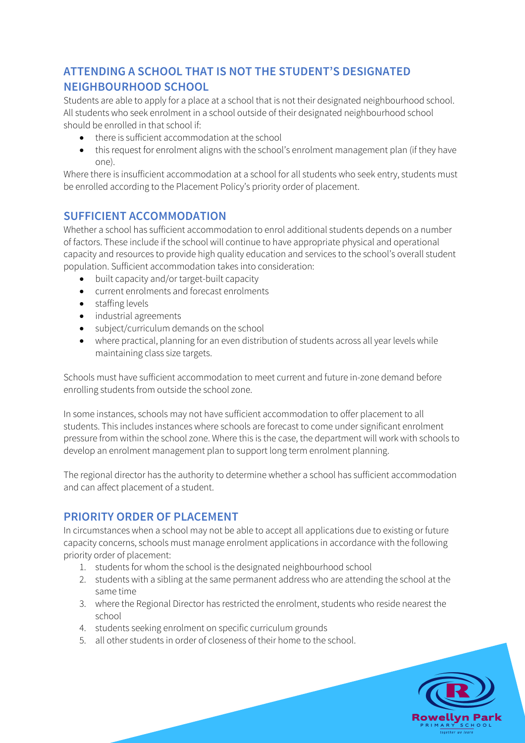## ATTENDING A SCHOOL THAT IS NOT THE STUDENT'S DESIGNATED NEIGHBOURHOOD SCHOOL

Students are able to apply for a place at a school that is not their designated neighbourhood school. All students who seek enrolment in a school outside of their designated neighbourhood school should be enrolled in that school if:

- there is sufficient accommodation at the school
- this request for enrolment aligns with the school's enrolment management plan (if they have one).

Where there is insufficient accommodation at a school for all students who seek entry, students must be enrolled according to the Placement Policy's priority order of placement.

## SUFFICIENT ACCOMMODATION

Whether a school has sufficient accommodation to enrol additional students depends on a number of factors. These include if the school will continue to have appropriate physical and operational capacity and resources to provide high quality education and services to the school's overall student population. Sufficient accommodation takes into consideration:

- built capacity and/or target-built capacity
- current enrolments and forecast enrolments
- staffing levels
- industrial agreements
- subject/curriculum demands on the school
- where practical, planning for an even distribution of students across all year levels while maintaining class size targets.

Schools must have sufficient accommodation to meet current and future in-zone demand before enrolling students from outside the school zone.

In some instances, schools may not have sufficient accommodation to offer placement to all students. This includes instances where schools are forecast to come under significant enrolment pressure from within the school zone. Where this is the case, the department will work with schools to develop an enrolment management plan to support long term enrolment planning.

The regional director has the authority to determine whether a school has sufficient accommodation and can affect placement of a student.

## PRIORITY ORDER OF PLACEMENT

In circumstances when a school may not be able to accept all applications due to existing or future capacity concerns, schools must manage enrolment applications in accordance with the following priority order of placement:

1. students for whom the school is the designated neighbourhood school
2. students with a sibling at the same permanent address who are attending the school at the same time
3. where the Regional Director has restricted the enrolment, students who reside nearest the school
4. students seeking enrolment on specific curriculum grounds
5. all other students in order of closeness of their home to the school.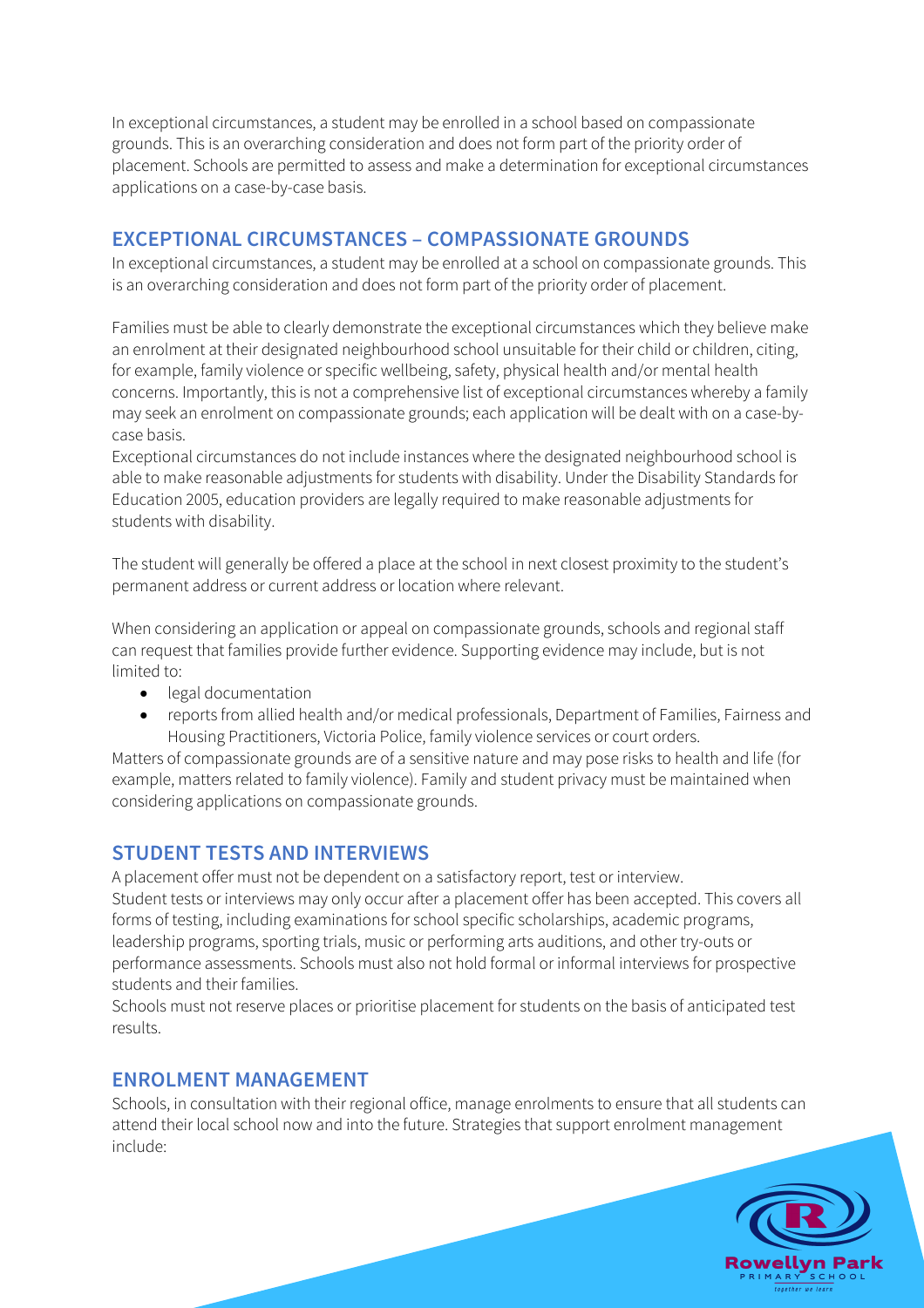In exceptional circumstances, a student may be enrolled in a school based on compassionate grounds. This is an overarching consideration and does not form part of the priority order of placement. Schools are permitted to assess and make a determination for exceptional circumstances applications on a case-by-case basis.

## EXCEPTIONAL CIRCUMSTANCES – COMPASSIONATE GROUNDS

In exceptional circumstances, a student may be enrolled at a school on compassionate grounds. This is an overarching consideration and does not form part of the priority order of placement.

Families must be able to clearly demonstrate the exceptional circumstances which they believe make an enrolment at their designated neighbourhood school unsuitable for their child or children, citing, for example, family violence or specific wellbeing, safety, physical health and/or mental health concerns. Importantly, this is not a comprehensive list of exceptional circumstances whereby a family may seek an enrolment on compassionate grounds; each application will be dealt with on a case-by-case basis.

Exceptional circumstances do not include instances where the designated neighbourhood school is able to make reasonable adjustments for students with disability. Under the Disability Standards for Education 2005, education providers are legally required to make reasonable adjustments for students with disability.

The student will generally be offered a place at the school in next closest proximity to the student's permanent address or current address or location where relevant.

When considering an application or appeal on compassionate grounds, schools and regional staff can request that families provide further evidence. Supporting evidence may include, but is not limited to:

- legal documentation
- reports from allied health and/or medical professionals, Department of Families, Fairness and Housing Practitioners, Victoria Police, family violence services or court orders.

Matters of compassionate grounds are of a sensitive nature and may pose risks to health and life (for example, matters related to family violence). Family and student privacy must be maintained when considering applications on compassionate grounds.

## STUDENT TESTS AND INTERVIEWS

A placement offer must not be dependent on a satisfactory report, test or interview.

Student tests or interviews may only occur after a placement offer has been accepted. This covers all forms of testing, including examinations for school specific scholarships, academic programs, leadership programs, sporting trials, music or performing arts auditions, and other try-outs or performance assessments. Schools must also not hold formal or informal interviews for prospective students and their families.

Schools must not reserve places or prioritise placement for students on the basis of anticipated test results.

## ENROLMENT MANAGEMENT

Schools, in consultation with their regional office, manage enrolments to ensure that all students can attend their local school now and into the future. Strategies that support enrolment management include: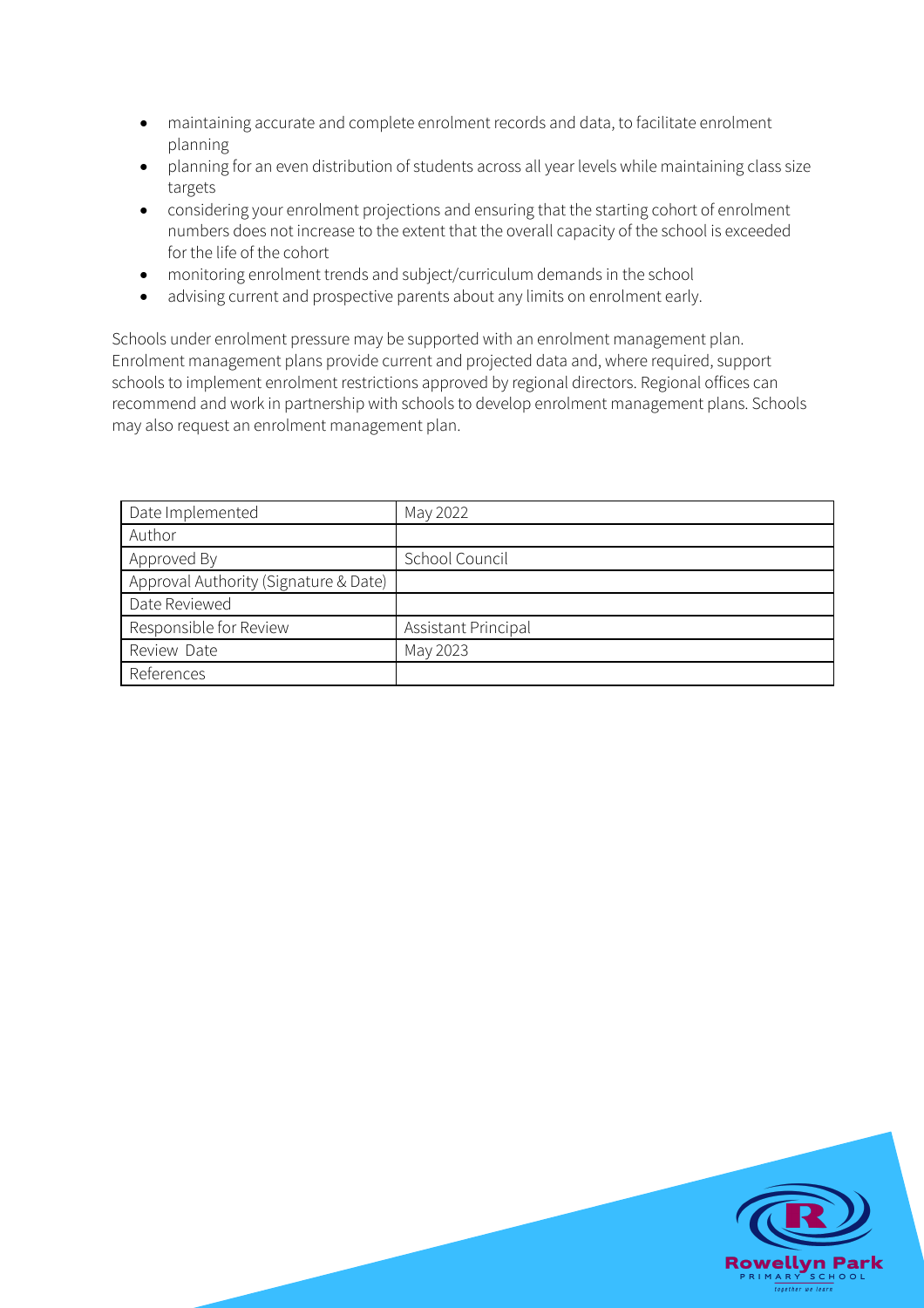- maintaining accurate and complete enrolment records and data, to facilitate enrolment planning
- planning for an even distribution of students across all year levels while maintaining class size targets
- considering your enrolment projections and ensuring that the starting cohort of enrolment numbers does not increase to the extent that the overall capacity of the school is exceeded for the life of the cohort
- monitoring enrolment trends and subject/curriculum demands in the school
- advising current and prospective parents about any limits on enrolment early.

Schools under enrolment pressure may be supported with an enrolment management plan. Enrolment management plans provide current and projected data and, where required, support schools to implement enrolment restrictions approved by regional directors. Regional offices can recommend and work in partnership with schools to develop enrolment management plans. Schools may also request an enrolment management plan.

| | |
|---|---|
| Date Implemented | May 2022 |
| Author | |
| Approved By | School Council |
| Approval Authority (Signature & Date) | |
| Date Reviewed | |
| Responsible for Review | Assistant Principal |
| Review Date | May 2023 |
| References | |